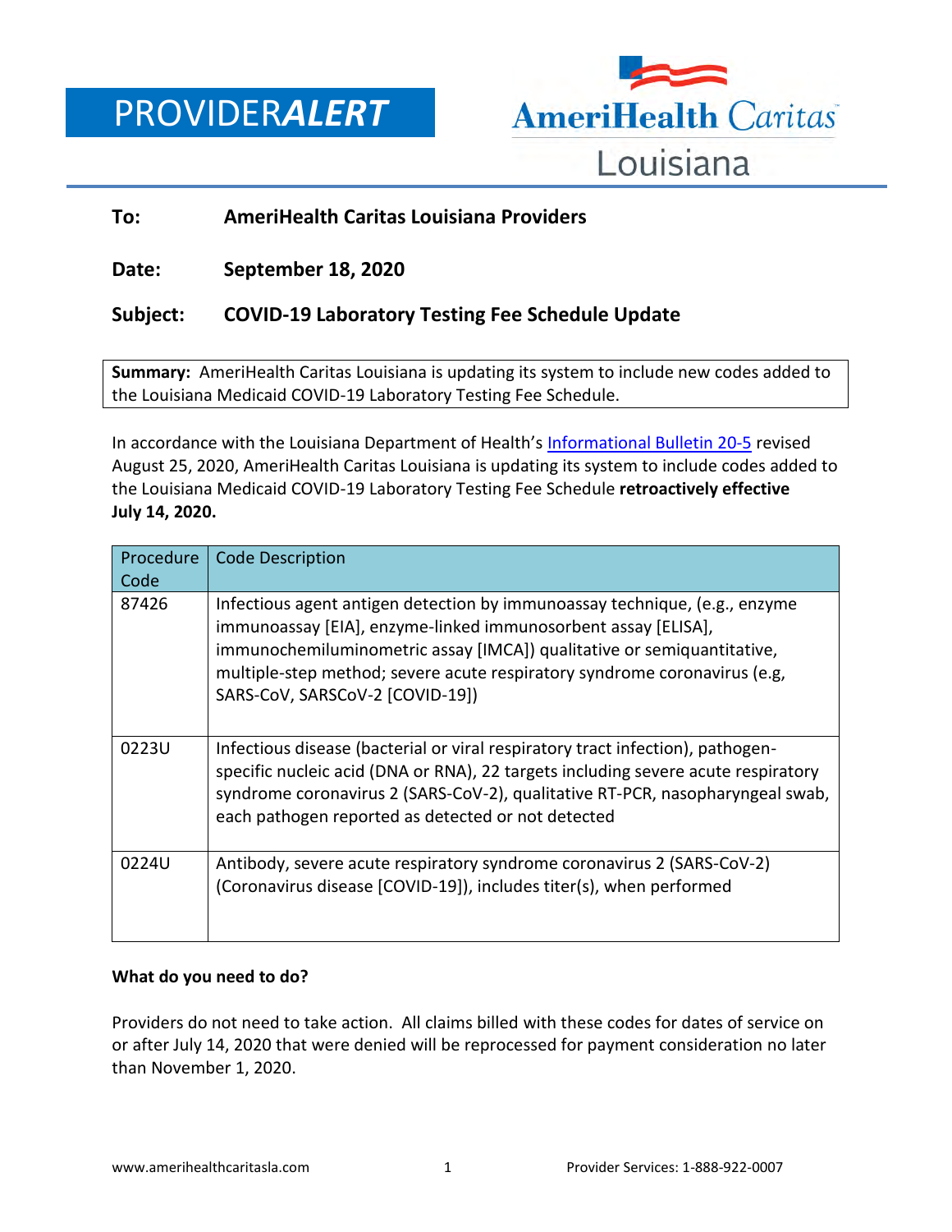# PROVIDER*ALERT*

AmeriHealth Caritas Louisiana

**To:** **AmeriHealth Caritas Louisiana Providers**

**Date:** **September 18, 2020**

**Subject:** **COVID-19 Laboratory Testing Fee Schedule Update**

**Summary:** AmeriHealth Caritas Louisiana is updating its system to include new codes added to the Louisiana Medicaid COVID-19 Laboratory Testing Fee Schedule.

In accordance with the Louisiana Department of Health's Informational Bulletin 20-5 revised August 25, 2020, AmeriHealth Caritas Louisiana is updating its system to include codes added to the Louisiana Medicaid COVID-19 Laboratory Testing Fee Schedule **retroactively effective July 14, 2020.**

| Procedure Code | Code Description |
|---|---|
| 87426 | Infectious agent antigen detection by immunoassay technique, (e.g., enzyme immunoassay [EIA], enzyme-linked immunosorbent assay [ELISA], immunochemiluminometric assay [IMCA]) qualitative or semiquantitative, multiple-step method; severe acute respiratory syndrome coronavirus (e.g, SARS-CoV, SARSCoV-2 [COVID-19]) |
| 0223U | Infectious disease (bacterial or viral respiratory tract infection), pathogen-specific nucleic acid (DNA or RNA), 22 targets including severe acute respiratory syndrome coronavirus 2 (SARS-CoV-2), qualitative RT-PCR, nasopharyngeal swab, each pathogen reported as detected or not detected |
| 0224U | Antibody, severe acute respiratory syndrome coronavirus 2 (SARS-CoV-2) (Coronavirus disease [COVID-19]), includes titer(s), when performed |

**What do you need to do?**

Providers do not need to take action. All claims billed with these codes for dates of service on or after July 14, 2020 that were denied will be reprocessed for payment consideration no later than November 1, 2020.

www.amerihealthcaritasla.com Provider Services: 1-888-922-0007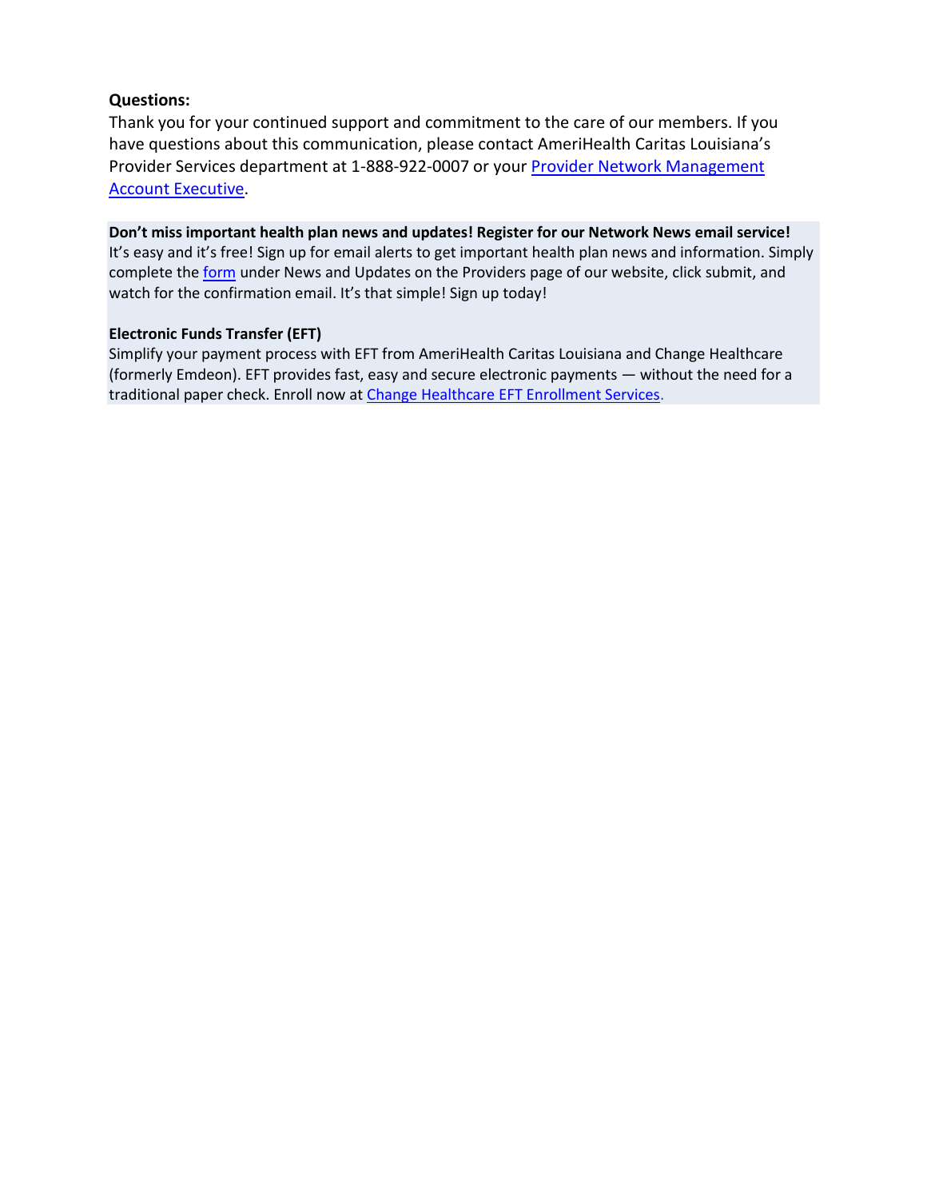**Questions:**

Thank you for your continued support and commitment to the care of our members. If you have questions about this communication, please contact AmeriHealth Caritas Louisiana's Provider Services department at 1-888-922-0007 or your Provider Network Management Account Executive.

**Don't miss important health plan news and updates! Register for our Network News email service!**

It's easy and it's free! Sign up for email alerts to get important health plan news and information. Simply complete the form under News and Updates on the Providers page of our website, click submit, and watch for the confirmation email. It's that simple! Sign up today!

**Electronic Funds Transfer (EFT)**

Simplify your payment process with EFT from AmeriHealth Caritas Louisiana and Change Healthcare (formerly Emdeon). EFT provides fast, easy and secure electronic payments — without the need for a traditional paper check. Enroll now at Change Healthcare EFT Enrollment Services.